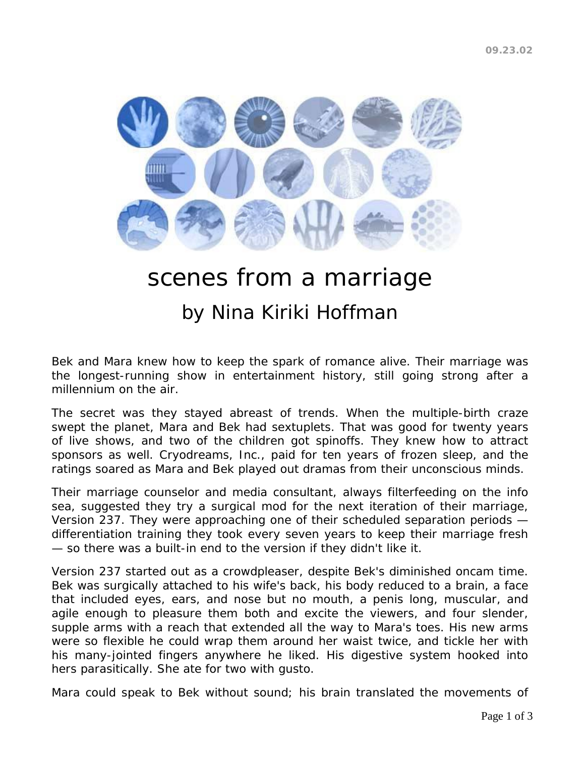09.23.02

# scenes from a marriage

## by Nina Kiriki Hoffman

Bek and Mara knew how to keep the spark of romance alive. Their marriage was the longest-running show in entertainment history, still going strong after a millennium on the air.

The secret was they stayed abreast of trends. When the multiple-birth craze swept the planet, Mara and Bek had sextuplets. That was good for twenty years of live shows, and two of the children got spinoffs. They knew how to attract sponsors as well. Cryodreams, Inc., paid for ten years of frozen sleep, and the ratings soared as Mara and Bek played out dramas from their unconscious minds.

Their marriage counselor and media consultant, always filterfeeding on the info sea, suggested they try a surgical mod for the next iteration of their marriage, Version 237. They were approaching one of their scheduled separation periods — differentiation training they took every seven years to keep their marriage fresh — so there was a built-in end to the version if they didn't like it.

Version 237 started out as a crowdpleaser, despite Bek's diminished oncam time. Bek was surgically attached to his wife's back, his body reduced to a brain, a face that included eyes, ears, and nose but no mouth, a penis long, muscular, and agile enough to pleasure them both and excite the viewers, and four slender, supple arms with a reach that extended all the way to Mara's toes. His new arms were so flexible he could wrap them around her waist twice, and tickle her with his many-jointed fingers anywhere he liked. His digestive system hooked into hers parasitically. She ate for two with gusto.

Mara could speak to Bek without sound; his brain translated the movements of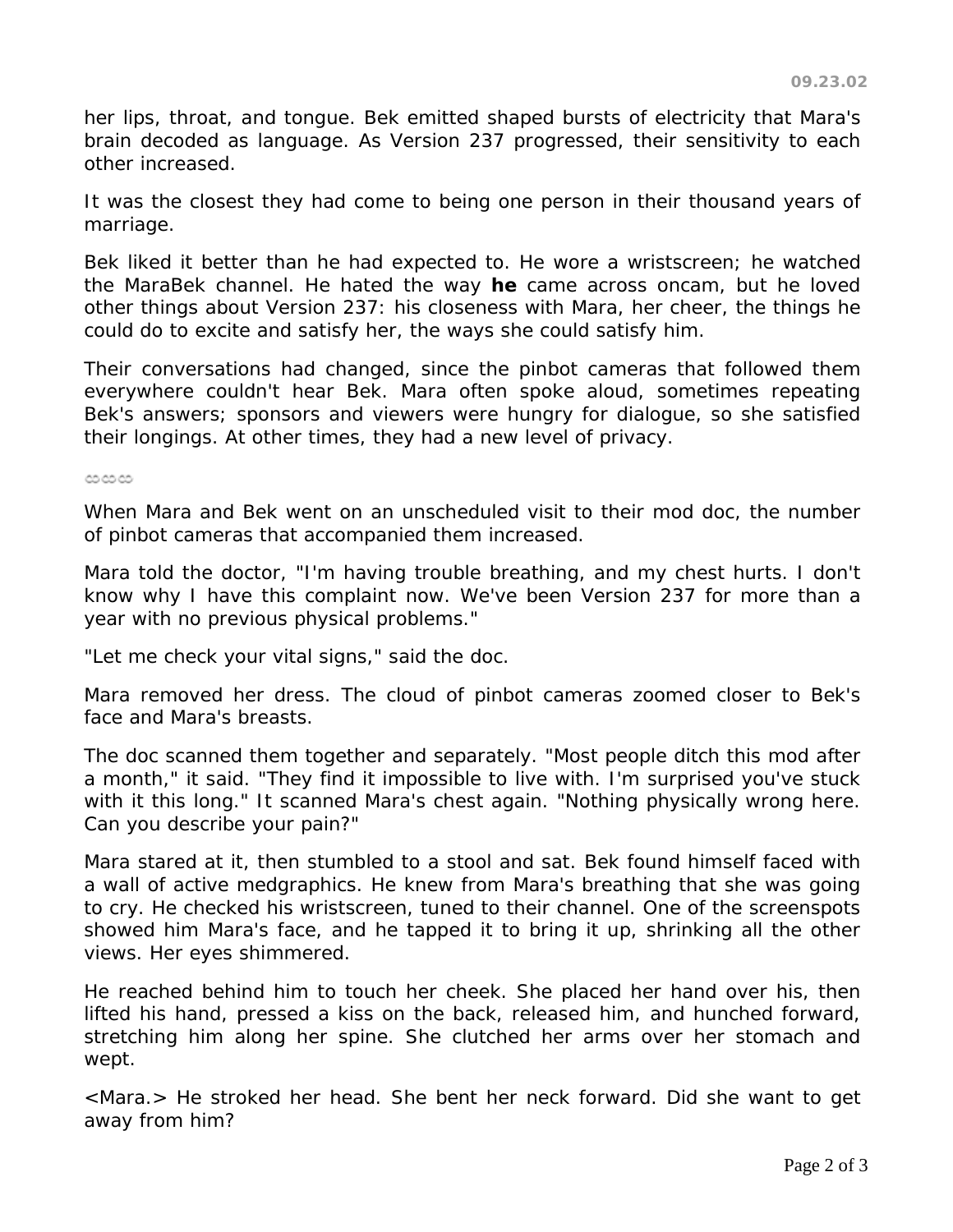her lips, throat, and tongue. Bek emitted shaped bursts of electricity that Mara's brain decoded as language. As Version 237 progressed, their sensitivity to each other increased.

It was the closest they had come to being one person in their thousand years of marriage.

Bek liked it better than he had expected to. He wore a wristscreen; he watched the MaraBek channel. He hated the way **he** came across oncam, but he loved other things about Version 237: his closeness with Mara, her cheer, the things he could do to excite and satisfy her, the ways she could satisfy him.

Their conversations had changed, since the pinbot cameras that followed them everywhere couldn't hear Bek. Mara often spoke aloud, sometimes repeating Bek's answers; sponsors and viewers were hungry for dialogue, so she satisfied their longings. At other times, they had a new level of privacy.

ꝏꝏꝏ

When Mara and Bek went on an unscheduled visit to their mod doc, the number of pinbot cameras that accompanied them increased.

Mara told the doctor, "I'm having trouble breathing, and my chest hurts. I don't know why I have this complaint now. We've been Version 237 for more than a year with no previous physical problems."

"Let me check your vital signs," said the doc.

Mara removed her dress. The cloud of pinbot cameras zoomed closer to Bek's face and Mara's breasts.

The doc scanned them together and separately. "Most people ditch this mod after a month," it said. "They find it impossible to live with. I'm surprised you've stuck with it this long." It scanned Mara's chest again. "Nothing physically wrong here. Can you describe your pain?"

Mara stared at it, then stumbled to a stool and sat. Bek found himself faced with a wall of active medgraphics. He knew from Mara's breathing that she was going to cry. He checked his wristscreen, tuned to their channel. One of the screenspots showed him Mara's face, and he tapped it to bring it up, shrinking all the other views. Her eyes shimmered.

He reached behind him to touch her cheek. She placed her hand over his, then lifted his hand, pressed a kiss on the back, released him, and hunched forward, stretching him along her spine. She clutched her arms over her stomach and wept.

<Mara.> He stroked her head. She bent her neck forward. Did she want to get away from him?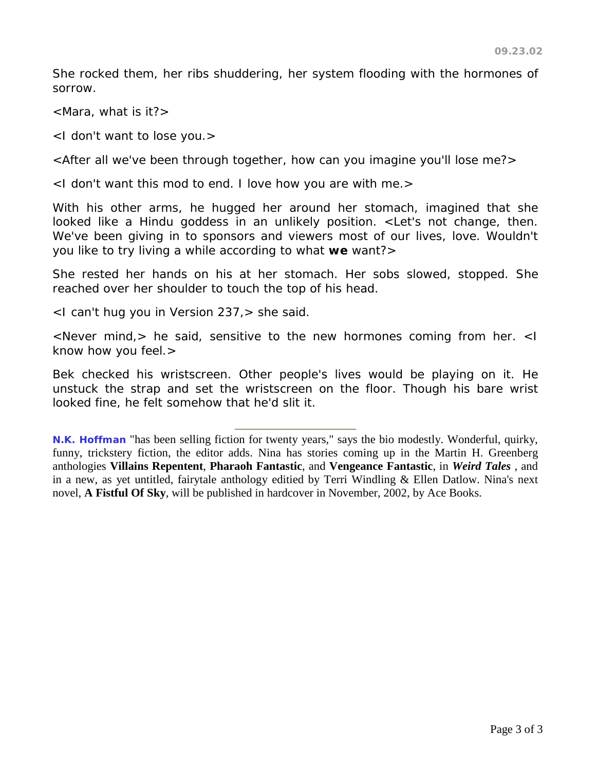She rocked them, her ribs shuddering, her system flooding with the hormones of sorrow.

<Mara, what is it?>

<I don't want to lose you.>

<After all we've been through together, how can you imagine you'll lose me?>

<I don't want this mod to end. I love how you are with me.>

With his other arms, he hugged her around her stomach, imagined that she looked like a Hindu goddess in an unlikely position. <Let's not change, then. We've been giving in to sponsors and viewers most of our lives, love. Wouldn't you like to try living a while according to what **we** want?>

She rested her hands on his at her stomach. Her sobs slowed, stopped. She reached over her shoulder to touch the top of his head.

<I can't hug you in Version 237,> she said.

<Never mind,> he said, sensitive to the new hormones coming from her. <I know how you feel.>

Bek checked his wristscreen. Other people's lives would be playing on it. He unstuck the strap and set the wristscreen on the floor. Though his bare wrist looked fine, he felt somehow that he'd slit it.

---

**N.K. Hoffman** "has been selling fiction for twenty years," says the bio modestly. Wonderful, quirky, funny, trickstery fiction, the editor adds. Nina has stories coming up in the Martin H. Greenberg anthologies **Villains Repentent**, **Pharaoh Fantastic**, and **Vengeance Fantastic**, in ***Weird Tales*** , and in a new, as yet untitled, fairytale anthology editied by Terri Windling & Ellen Datlow. Nina's next novel, **A Fistful Of Sky**, will be published in hardcover in November, 2002, by Ace Books.